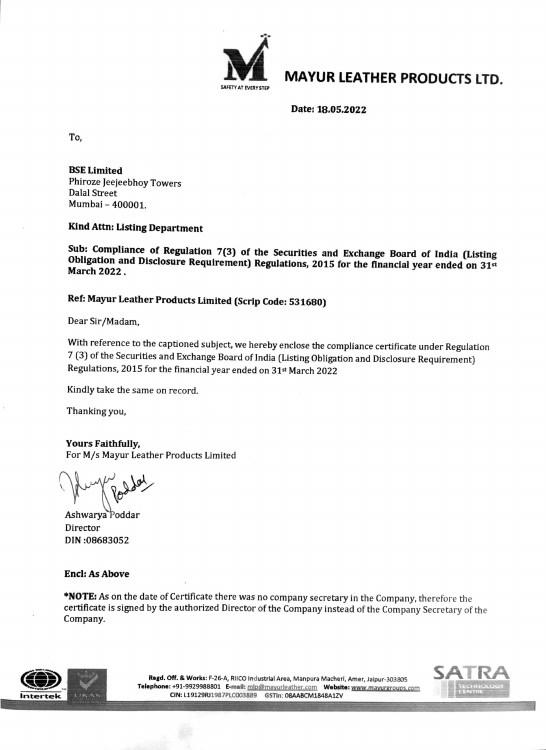# MAYUR LEATHER PRODUCTS LTD.

SAFETY AT EVERY STEP

**Date: 18.05.2022**

To,

**BSE Limited**
Phiroze Jeejeebhoy Towers
Dalal Street
Mumbai – 400001.

**Kind Attn: Listing Department**

**Sub: Compliance of Regulation 7(3) of the Securities and Exchange Board of India (Listing Obligation and Disclosure Requirement) Regulations, 2015 for the financial year ended on 31st March 2022 .**

**Ref: Mayur Leather Products Limited (Scrip Code: 531680)**

Dear Sir/Madam,

With reference to the captioned subject, we hereby enclose the compliance certificate under Regulation 7 (3) of the Securities and Exchange Board of India (Listing Obligation and Disclosure Requirement) Regulations, 2015 for the financial year ended on 31st March 2022

Kindly take the same on record.

Thanking you,

**Yours Faithfully,**
For M/s Mayur Leather Products Limited

Ashwarya Poddar
Director
DIN :08683052

**Encl: As Above**

***NOTE:** As on the date of Certificate there was no company secretary in the Company, therefore the certificate is signed by the authorized Director of the Company instead of the Company Secretary of the Company.

**Regd. Off. & Works:** F-26-A, RIICO Industrial Area, Manpura Macheri, Amer, Jaipur-303805
**Telephone:** +91-9929988801 **E-mail:** mlp@mayurleather.com **Website:** www.mayurgroups.com
**CIN:** L19129RJ1987PLC003889 **GSTIn:** 08AABCM1848A1ZV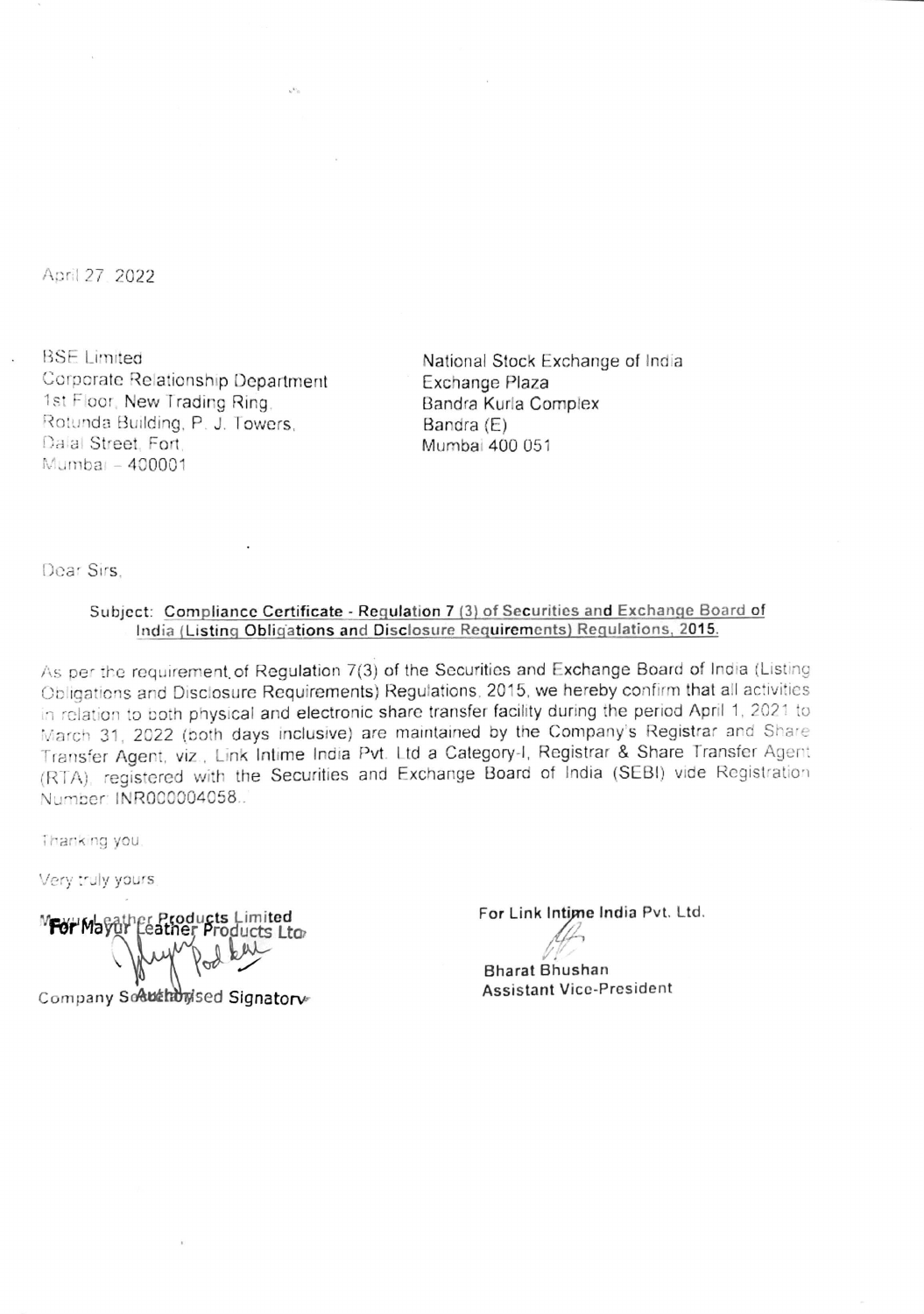April 27, 2022

BSE Limited
Corporate Relationship Department
1st Floor, New Trading Ring,
Rotunda Building, P. J. Towers,
Dalal Street, Fort,
Mumbai – 400001

National Stock Exchange of India
Exchange Plaza
Bandra Kurla Complex
Bandra (E)
Mumbai 400 051

Dear Sirs,

**Subject: Compliance Certificate - Regulation 7 (3) of Securities and Exchange Board of India (Listing Obligations and Disclosure Requirements) Regulations, 2015.**

As per the requirement of Regulation 7(3) of the Securities and Exchange Board of India (Listing Obligations and Disclosure Requirements) Regulations, 2015, we hereby confirm that all activities in relation to both physical and electronic share transfer facility during the period April 1, 2021 to March 31, 2022 (both days inclusive) are maintained by the Company's Registrar and Share Transfer Agent, viz., Link Intime India Pvt. Ltd a Category-I, Registrar & Share Transfer Agent (RTA), registered with the Securities and Exchange Board of India (SEBI) vide Registration Number: INR000004058.

Thanking you.

Very truly yours,

For Mayur Leather Products Ltd

Company Secretary / Authorised Signatory

For Link Intime India Pvt. Ltd.

Bharat Bhushan
Assistant Vice-President